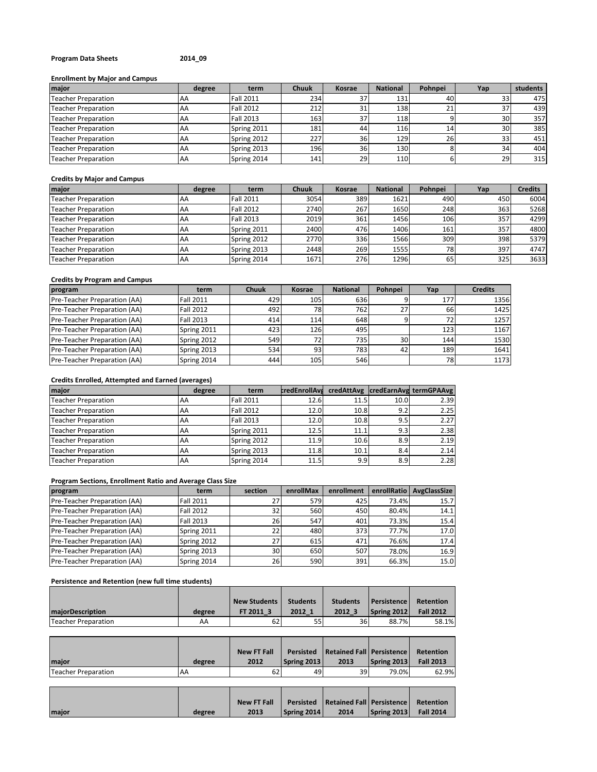**Program Data Sheets** **2014_09**

**Enrollment by Major and Campus**

| major | degree | term | Chuuk | Kosrae | National | Pohnpei | Yap | students |
|---|---|---|---|---|---|---|---|---|
| Teacher Preparation | AA | Fall 2011 | 234 | 37 | 131 | 40 | 33 | 475 |
| Teacher Preparation | AA | Fall 2012 | 212 | 31 | 138 | 21 | 37 | 439 |
| Teacher Preparation | AA | Fall 2013 | 163 | 37 | 118 | 9 | 30 | 357 |
| Teacher Preparation | AA | Spring 2011 | 181 | 44 | 116 | 14 | 30 | 385 |
| Teacher Preparation | AA | Spring 2012 | 227 | 36 | 129 | 26 | 33 | 451 |
| Teacher Preparation | AA | Spring 2013 | 196 | 36 | 130 | 8 | 34 | 404 |
| Teacher Preparation | AA | Spring 2014 | 141 | 29 | 110 | 6 | 29 | 315 |

**Credits by Major and Campus**

| major | degree | term | Chuuk | Kosrae | National | Pohnpei | Yap | Credits |
|---|---|---|---|---|---|---|---|---|
| Teacher Preparation | AA | Fall 2011 | 3054 | 389 | 1621 | 490 | 450 | 6004 |
| Teacher Preparation | AA | Fall 2012 | 2740 | 267 | 1650 | 248 | 363 | 5268 |
| Teacher Preparation | AA | Fall 2013 | 2019 | 361 | 1456 | 106 | 357 | 4299 |
| Teacher Preparation | AA | Spring 2011 | 2400 | 476 | 1406 | 161 | 357 | 4800 |
| Teacher Preparation | AA | Spring 2012 | 2770 | 336 | 1566 | 309 | 398 | 5379 |
| Teacher Preparation | AA | Spring 2013 | 2448 | 269 | 1555 | 78 | 397 | 4747 |
| Teacher Preparation | AA | Spring 2014 | 1671 | 276 | 1296 | 65 | 325 | 3633 |

**Credits by Program and Campus**

| program | term | Chuuk | Kosrae | National | Pohnpei | Yap | Credits |
|---|---|---|---|---|---|---|---|
| Pre-Teacher Preparation (AA) | Fall 2011 | 429 | 105 | 636 | 9 | 177 | 1356 |
| Pre-Teacher Preparation (AA) | Fall 2012 | 492 | 78 | 762 | 27 | 66 | 1425 |
| Pre-Teacher Preparation (AA) | Fall 2013 | 414 | 114 | 648 | 9 | 72 | 1257 |
| Pre-Teacher Preparation (AA) | Spring 2011 | 423 | 126 | 495 | | 123 | 1167 |
| Pre-Teacher Preparation (AA) | Spring 2012 | 549 | 72 | 735 | 30 | 144 | 1530 |
| Pre-Teacher Preparation (AA) | Spring 2013 | 534 | 93 | 783 | 42 | 189 | 1641 |
| Pre-Teacher Preparation (AA) | Spring 2014 | 444 | 105 | 546 | | 78 | 1173 |

**Credits Enrolled, Attempted and Earned (averages)**

| major | degree | term | credEnrollAvg | credAttAvg | credEarnAvg | termGPAAvg |
|---|---|---|---|---|---|---|
| Teacher Preparation | AA | Fall 2011 | 12.6 | 11.5 | 10.0 | 2.39 |
| Teacher Preparation | AA | Fall 2012 | 12.0 | 10.8 | 9.2 | 2.25 |
| Teacher Preparation | AA | Fall 2013 | 12.0 | 10.8 | 9.5 | 2.27 |
| Teacher Preparation | AA | Spring 2011 | 12.5 | 11.1 | 9.3 | 2.38 |
| Teacher Preparation | AA | Spring 2012 | 11.9 | 10.6 | 8.9 | 2.19 |
| Teacher Preparation | AA | Spring 2013 | 11.8 | 10.1 | 8.4 | 2.14 |
| Teacher Preparation | AA | Spring 2014 | 11.5 | 9.9 | 8.9 | 2.28 |

**Program Sections, Enrollment Ratio and Average Class Size**

| program | term | section | enrollMax | enrollment | enrollRatio | AvgClassSize |
|---|---|---|---|---|---|---|
| Pre-Teacher Preparation (AA) | Fall 2011 | 27 | 579 | 425 | 73.4% | 15.7 |
| Pre-Teacher Preparation (AA) | Fall 2012 | 32 | 560 | 450 | 80.4% | 14.1 |
| Pre-Teacher Preparation (AA) | Fall 2013 | 26 | 547 | 401 | 73.3% | 15.4 |
| Pre-Teacher Preparation (AA) | Spring 2011 | 22 | 480 | 373 | 77.7% | 17.0 |
| Pre-Teacher Preparation (AA) | Spring 2012 | 27 | 615 | 471 | 76.6% | 17.4 |
| Pre-Teacher Preparation (AA) | Spring 2013 | 30 | 650 | 507 | 78.0% | 16.9 |
| Pre-Teacher Preparation (AA) | Spring 2014 | 26 | 590 | 391 | 66.3% | 15.0 |

**Persistence and Retention (new full time students)**

| majorDescription | degree | New Students FT 2011_3 | Students 2012_1 | Students 2012_3 | Persistence Spring 2012 | Retention Fall 2012 |
|---|---|---|---|---|---|---|
| Teacher Preparation | AA | 62 | 55 | 36 | 88.7% | 58.1% |

| major | degree | New FT Fall 2012 | Persisted Spring 2013 | Retained Fall 2013 | Persistence Spring 2013 | Retention Fall 2013 |
|---|---|---|---|---|---|---|
| Teacher Preparation | AA | 62 | 49 | 39 | 79.0% | 62.9% |

| major | degree | New FT Fall 2013 | Persisted Spring 2014 | Retained Fall 2014 | Persistence Spring 2013 | Retention Fall 2014 |
|---|---|---|---|---|---|---|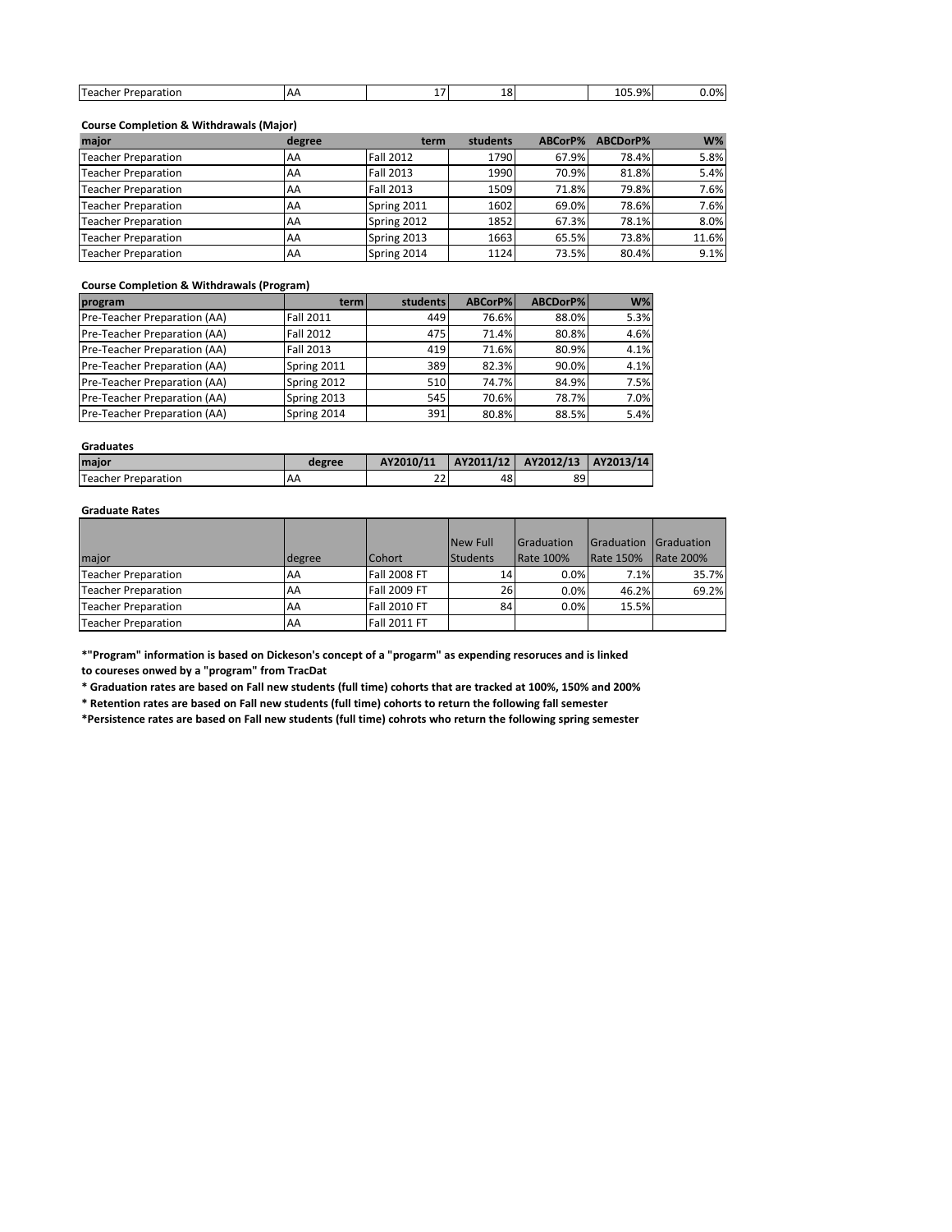| | | | | | | |
|---|---|---|---|---|---|---|
| Teacher Preparation | AA | 17 | 18 | | 105.9% | 0.0% |

**Course Completion & Withdrawals (Major)**

| major | degree | term | students | ABCorP% | ABCDorP% | W% |
|---|---|---|---|---|---|---|
| Teacher Preparation | AA | Fall 2012 | 1790 | 67.9% | 78.4% | 5.8% |
| Teacher Preparation | AA | Fall 2013 | 1990 | 70.9% | 81.8% | 5.4% |
| Teacher Preparation | AA | Fall 2013 | 1509 | 71.8% | 79.8% | 7.6% |
| Teacher Preparation | AA | Spring 2011 | 1602 | 69.0% | 78.6% | 7.6% |
| Teacher Preparation | AA | Spring 2012 | 1852 | 67.3% | 78.1% | 8.0% |
| Teacher Preparation | AA | Spring 2013 | 1663 | 65.5% | 73.8% | 11.6% |
| Teacher Preparation | AA | Spring 2014 | 1124 | 73.5% | 80.4% | 9.1% |

**Course Completion & Withdrawals (Program)**

| program | term | students | ABCorP% | ABCDorP% | W% |
|---|---|---|---|---|---|
| Pre-Teacher Preparation (AA) | Fall 2011 | 449 | 76.6% | 88.0% | 5.3% |
| Pre-Teacher Preparation (AA) | Fall 2012 | 475 | 71.4% | 80.8% | 4.6% |
| Pre-Teacher Preparation (AA) | Fall 2013 | 419 | 71.6% | 80.9% | 4.1% |
| Pre-Teacher Preparation (AA) | Spring 2011 | 389 | 82.3% | 90.0% | 4.1% |
| Pre-Teacher Preparation (AA) | Spring 2012 | 510 | 74.7% | 84.9% | 7.5% |
| Pre-Teacher Preparation (AA) | Spring 2013 | 545 | 70.6% | 78.7% | 7.0% |
| Pre-Teacher Preparation (AA) | Spring 2014 | 391 | 80.8% | 88.5% | 5.4% |

**Graduates**

| major | degree | AY2010/11 | AY2011/12 | AY2012/13 | AY2013/14 |
|---|---|---|---|---|---|
| Teacher Preparation | AA | 22 | 48 | 89 | |

**Graduate Rates**

| major | degree | Cohort | New Full Students | Graduation Rate 100% | Graduation Rate 150% | Graduation Rate 200% |
|---|---|---|---|---|---|---|
| Teacher Preparation | AA | Fall 2008 FT | 14 | 0.0% | 7.1% | 35.7% |
| Teacher Preparation | AA | Fall 2009 FT | 26 | 0.0% | 46.2% | 69.2% |
| Teacher Preparation | AA | Fall 2010 FT | 84 | 0.0% | 15.5% | |
| Teacher Preparation | AA | Fall 2011 FT | | | | |

**\*"Program" information is based on Dickeson's concept of a "progarm" as expending resoruces and is linked to coureses onwed by a "program" from TracDat**

**\* Graduation rates are based on Fall new students (full time) cohorts that are tracked at 100%, 150% and 200%**

**\* Retention rates are based on Fall new students (full time) cohorts to return the following fall semester**

**\*Persistence rates are based on Fall new students (full time) cohrots who return the following spring semester**